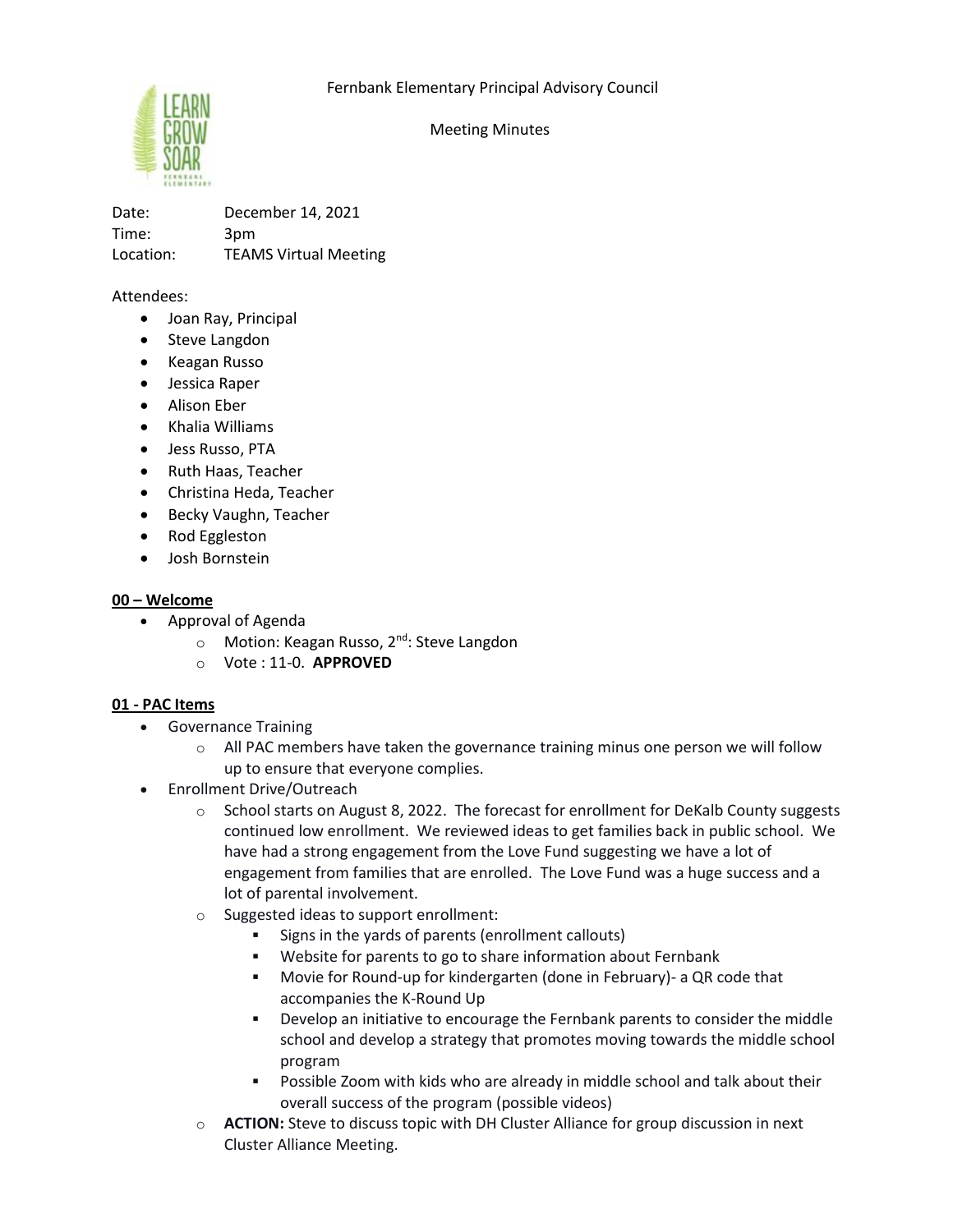Fernbank Elementary Principal Advisory Council

Meeting Minutes

Date: December 14, 2021
Time: 3pm
Location: TEAMS Virtual Meeting

Attendees:

- Joan Ray, Principal
- Steve Langdon
- Keagan Russo
- Jessica Raper
- Alison Eber
- Khalia Williams
- Jess Russo, PTA
- Ruth Haas, Teacher
- Christina Heda, Teacher
- Becky Vaughn, Teacher
- Rod Eggleston
- Josh Bornstein

**00 – Welcome**

- Approval of Agenda
  - Motion: Keagan Russo, 2nd: Steve Langdon
  - Vote : 11-0. **APPROVED**

**01 - PAC Items**

- Governance Training
  - All PAC members have taken the governance training minus one person we will follow up to ensure that everyone complies.
- Enrollment Drive/Outreach
  - School starts on August 8, 2022. The forecast for enrollment for DeKalb County suggests continued low enrollment. We reviewed ideas to get families back in public school. We have had a strong engagement from the Love Fund suggesting we have a lot of engagement from families that are enrolled. The Love Fund was a huge success and a lot of parental involvement.
  - Suggested ideas to support enrollment:
    - Signs in the yards of parents (enrollment callouts)
    - Website for parents to go to share information about Fernbank
    - Movie for Round-up for kindergarten (done in February)- a QR code that accompanies the K-Round Up
    - Develop an initiative to encourage the Fernbank parents to consider the middle school and develop a strategy that promotes moving towards the middle school program
    - Possible Zoom with kids who are already in middle school and talk about their overall success of the program (possible videos)
  - **ACTION:** Steve to discuss topic with DH Cluster Alliance for group discussion in next Cluster Alliance Meeting.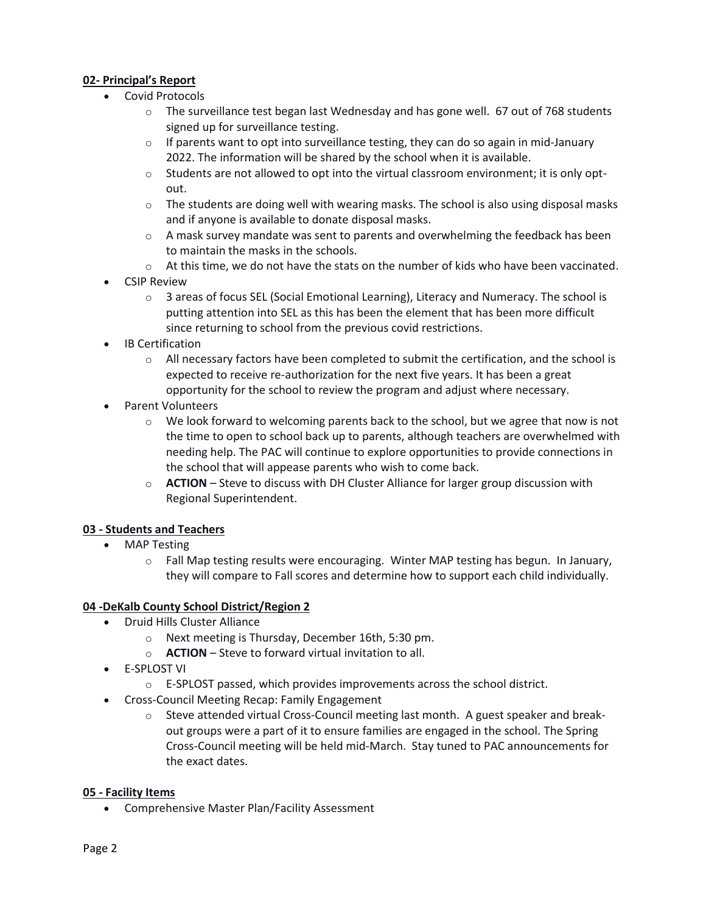**02- Principal's Report**

- Covid Protocols
    - The surveillance test began last Wednesday and has gone well. 67 out of 768 students signed up for surveillance testing.
    - If parents want to opt into surveillance testing, they can do so again in mid-January 2022. The information will be shared by the school when it is available.
    - Students are not allowed to opt into the virtual classroom environment; it is only opt-out.
    - The students are doing well with wearing masks. The school is also using disposal masks and if anyone is available to donate disposal masks.
    - A mask survey mandate was sent to parents and overwhelming the feedback has been to maintain the masks in the schools.
    - At this time, we do not have the stats on the number of kids who have been vaccinated.
- CSIP Review
    - 3 areas of focus SEL (Social Emotional Learning), Literacy and Numeracy. The school is putting attention into SEL as this has been the element that has been more difficult since returning to school from the previous covid restrictions.
- IB Certification
    - All necessary factors have been completed to submit the certification, and the school is expected to receive re-authorization for the next five years. It has been a great opportunity for the school to review the program and adjust where necessary.
- Parent Volunteers
    - We look forward to welcoming parents back to the school, but we agree that now is not the time to open to school back up to parents, although teachers are overwhelmed with needing help. The PAC will continue to explore opportunities to provide connections in the school that will appease parents who wish to come back.
    - **ACTION** – Steve to discuss with DH Cluster Alliance for larger group discussion with Regional Superintendent.

**03 - Students and Teachers**

- MAP Testing
    - Fall Map testing results were encouraging. Winter MAP testing has begun. In January, they will compare to Fall scores and determine how to support each child individually.

**04 -DeKalb County School District/Region 2**

- Druid Hills Cluster Alliance
    - Next meeting is Thursday, December 16th, 5:30 pm.
    - **ACTION** – Steve to forward virtual invitation to all.
- E-SPLOST VI
    - E-SPLOST passed, which provides improvements across the school district.
- Cross-Council Meeting Recap: Family Engagement
    - Steve attended virtual Cross-Council meeting last month. A guest speaker and break-out groups were a part of it to ensure families are engaged in the school. The Spring Cross-Council meeting will be held mid-March. Stay tuned to PAC announcements for the exact dates.

**05 - Facility Items**

- Comprehensive Master Plan/Facility Assessment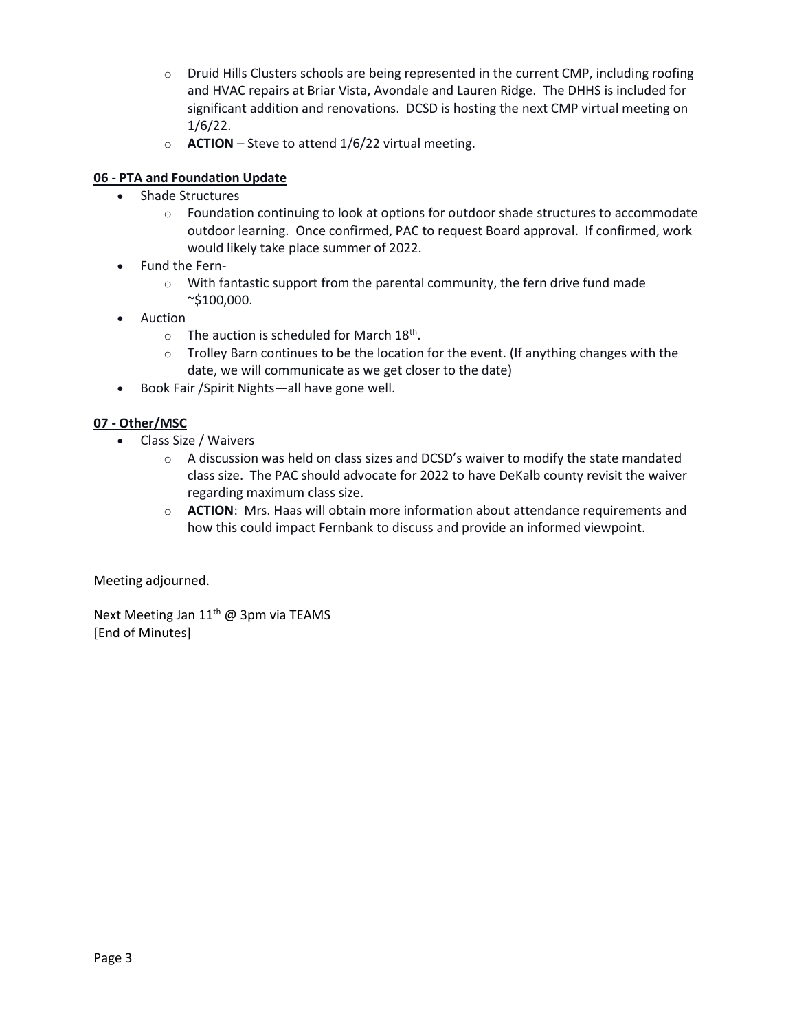- Druid Hills Clusters schools are being represented in the current CMP, including roofing and HVAC repairs at Briar Vista, Avondale and Lauren Ridge. The DHHS is included for significant addition and renovations. DCSD is hosting the next CMP virtual meeting on 1/6/22.
- **ACTION** – Steve to attend 1/6/22 virtual meeting.

**06 - PTA and Foundation Update**

- Shade Structures
  - Foundation continuing to look at options for outdoor shade structures to accommodate outdoor learning. Once confirmed, PAC to request Board approval. If confirmed, work would likely take place summer of 2022.
- Fund the Fern-
  - With fantastic support from the parental community, the fern drive fund made ~$100,000.
- Auction
  - The auction is scheduled for March 18th.
  - Trolley Barn continues to be the location for the event. (If anything changes with the date, we will communicate as we get closer to the date)
- Book Fair /Spirit Nights—all have gone well.

**07 - Other/MSC**

- Class Size / Waivers
  - A discussion was held on class sizes and DCSD's waiver to modify the state mandated class size. The PAC should advocate for 2022 to have DeKalb county revisit the waiver regarding maximum class size.
  - **ACTION**: Mrs. Haas will obtain more information about attendance requirements and how this could impact Fernbank to discuss and provide an informed viewpoint.

Meeting adjourned.

Next Meeting Jan 11th @ 3pm via TEAMS
[End of Minutes]